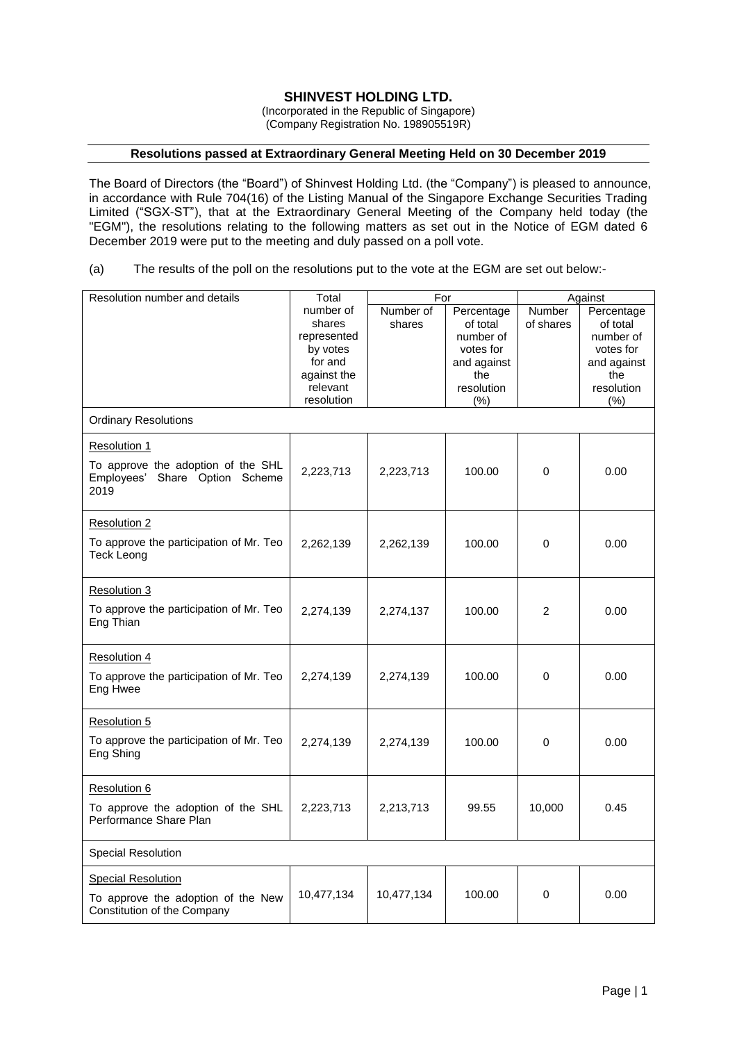# SHINVEST HOLDING LTD.

(Incorporated in the Republic of Singapore)
(Company Registration No. 198905519R)

## Resolutions passed at Extraordinary General Meeting Held on 30 December 2019

The Board of Directors (the "Board") of Shinvest Holding Ltd. (the "Company") is pleased to announce, in accordance with Rule 704(16) of the Listing Manual of the Singapore Exchange Securities Trading Limited ("SGX-ST"), that at the Extraordinary General Meeting of the Company held today (the "EGM"), the resolutions relating to the following matters as set out in the Notice of EGM dated 6 December 2019 were put to the meeting and duly passed on a poll vote.

(a) The results of the poll on the resolutions put to the vote at the EGM are set out below:-

| Resolution number and details | Total number of shares represented by votes for and against the relevant resolution | For | | Against | |
|---|---|---|---|---|---|
| | | Number of shares | Percentage of total number of votes for and against the resolution (%) | Number of shares | Percentage of total number of votes for and against the resolution (%) |
| **Ordinary Resolutions** | | | | | |
| Resolution 1<br>To approve the adoption of the SHL Employees' Share Option Scheme 2019 | 2,223,713 | 2,223,713 | 100.00 | 0 | 0.00 |
| Resolution 2<br>To approve the participation of Mr. Teo Teck Leong | 2,262,139 | 2,262,139 | 100.00 | 0 | 0.00 |
| Resolution 3<br>To approve the participation of Mr. Teo Eng Thian | 2,274,139 | 2,274,137 | 100.00 | 2 | 0.00 |
| Resolution 4<br>To approve the participation of Mr. Teo Eng Hwee | 2,274,139 | 2,274,139 | 100.00 | 0 | 0.00 |
| Resolution 5<br>To approve the participation of Mr. Teo Eng Shing | 2,274,139 | 2,274,139 | 100.00 | 0 | 0.00 |
| Resolution 6<br>To approve the adoption of the SHL Performance Share Plan | 2,223,713 | 2,213,713 | 99.55 | 10,000 | 0.45 |
| **Special Resolution** | | | | | |
| Special Resolution<br>To approve the adoption of the New Constitution of the Company | 10,477,134 | 10,477,134 | 100.00 | 0 | 0.00 |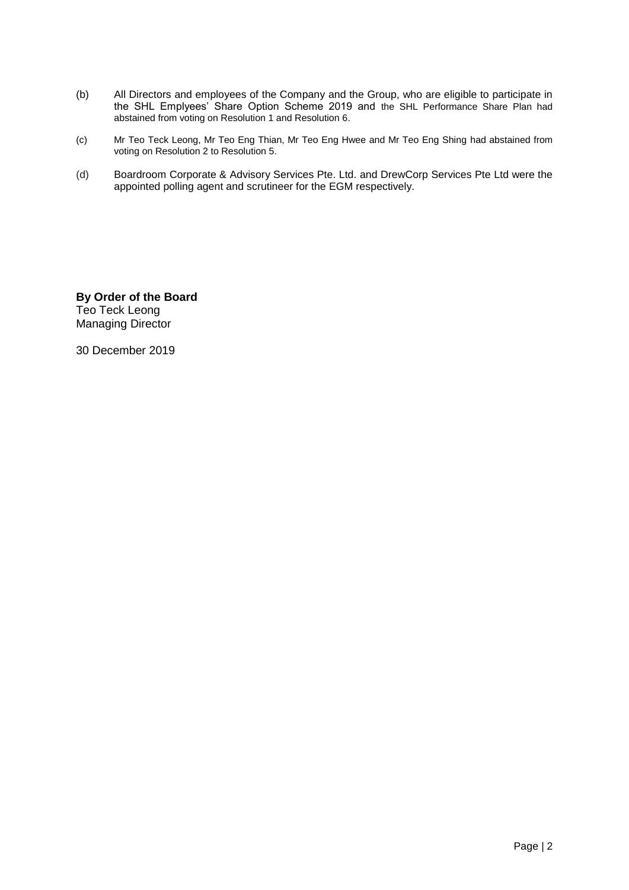(b) All Directors and employees of the Company and the Group, who are eligible to participate in the SHL Emplyees' Share Option Scheme 2019 and the SHL Performance Share Plan had abstained from voting on Resolution 1 and Resolution 6.

(c) Mr Teo Teck Leong, Mr Teo Eng Thian, Mr Teo Eng Hwee and Mr Teo Eng Shing had abstained from voting on Resolution 2 to Resolution 5.

(d) Boardroom Corporate & Advisory Services Pte. Ltd. and DrewCorp Services Pte Ltd were the appointed polling agent and scrutineer for the EGM respectively.

**By Order of the Board**
Teo Teck Leong
Managing Director

30 December 2019